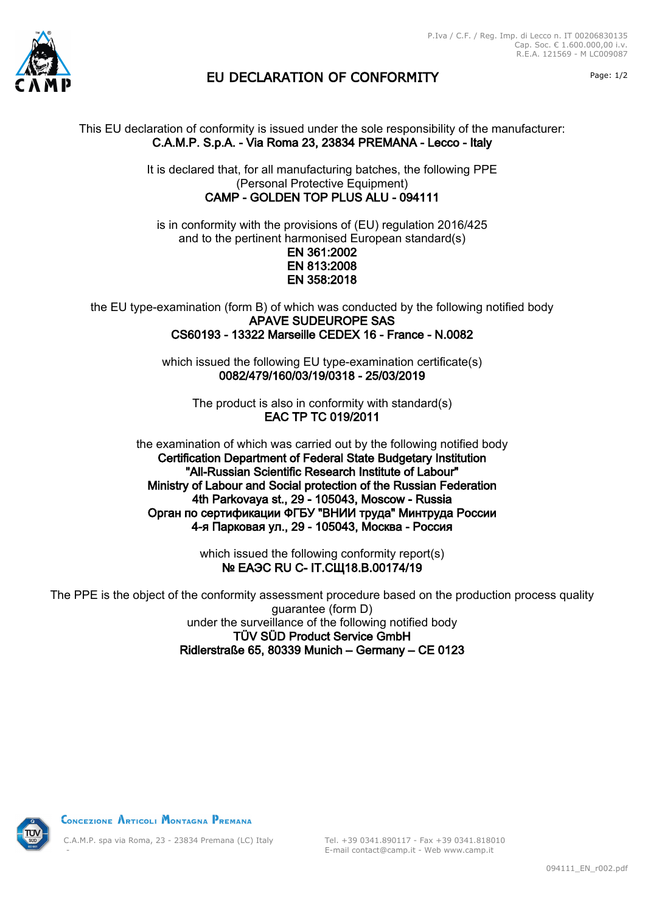P.Iva / C.F. / Reg. Imp. di Lecco n. IT 00206830135
Cap. Soc. € 1.600.000,00 i.v.
R.E.A. 121569 - M LC009087

# EU DECLARATION OF CONFORMITY

This EU declaration of conformity is issued under the sole responsibility of the manufacturer:
**C.A.M.P. S.p.A. - Via Roma 23, 23834 PREMANA - Lecco - Italy**

It is declared that, for all manufacturing batches, the following PPE
(Personal Protective Equipment)
**CAMP - GOLDEN TOP PLUS ALU - 094111**

is in conformity with the provisions of (EU) regulation 2016/425
and to the pertinent harmonised European standard(s)
**EN 361:2002**
**EN 813:2008**
**EN 358:2018**

the EU type-examination (form B) of which was conducted by the following notified body
**APAVE SUDEUROPE SAS**
**CS60193 - 13322 Marseille CEDEX 16 - France - N.0082**

which issued the following EU type-examination certificate(s)
**0082/479/160/03/19/0318 - 25/03/2019**

The product is also in conformity with standard(s)
**EAC TP TC 019/2011**

the examination of which was carried out by the following notified body
**Certification Department of Federal State Budgetary Institution**
**"All-Russian Scientific Research Institute of Labour"**
**Ministry of Labour and Social protection of the Russian Federation**
**4th Parkovaya st., 29 - 105043, Moscow - Russia**
**Орган по сертификации ФГБУ "ВНИИ труда" Минтруда России**
**4-я Парковая ул., 29 - 105043, Москва - Россия**

which issued the following conformity report(s)
**№ ЕАЭС RU C- IT.СЩ18.B.00174/19**

The PPE is the object of the conformity assessment procedure based on the production process quality guarantee (form D)
under the surveillance of the following notified body
**TÜV SÜD Product Service GmbH**
**Ridlerstraße 65, 80339 Munich – Germany – CE 0123**

Concezione Articoli Montagna Premana
C.A.M.P. spa via Roma, 23 - 23834 Premana (LC) Italy
Tel. +39 0341.890117 - Fax +39 0341.818010
E-mail contact@camp.it - Web www.camp.it

094111_EN_r002.pdf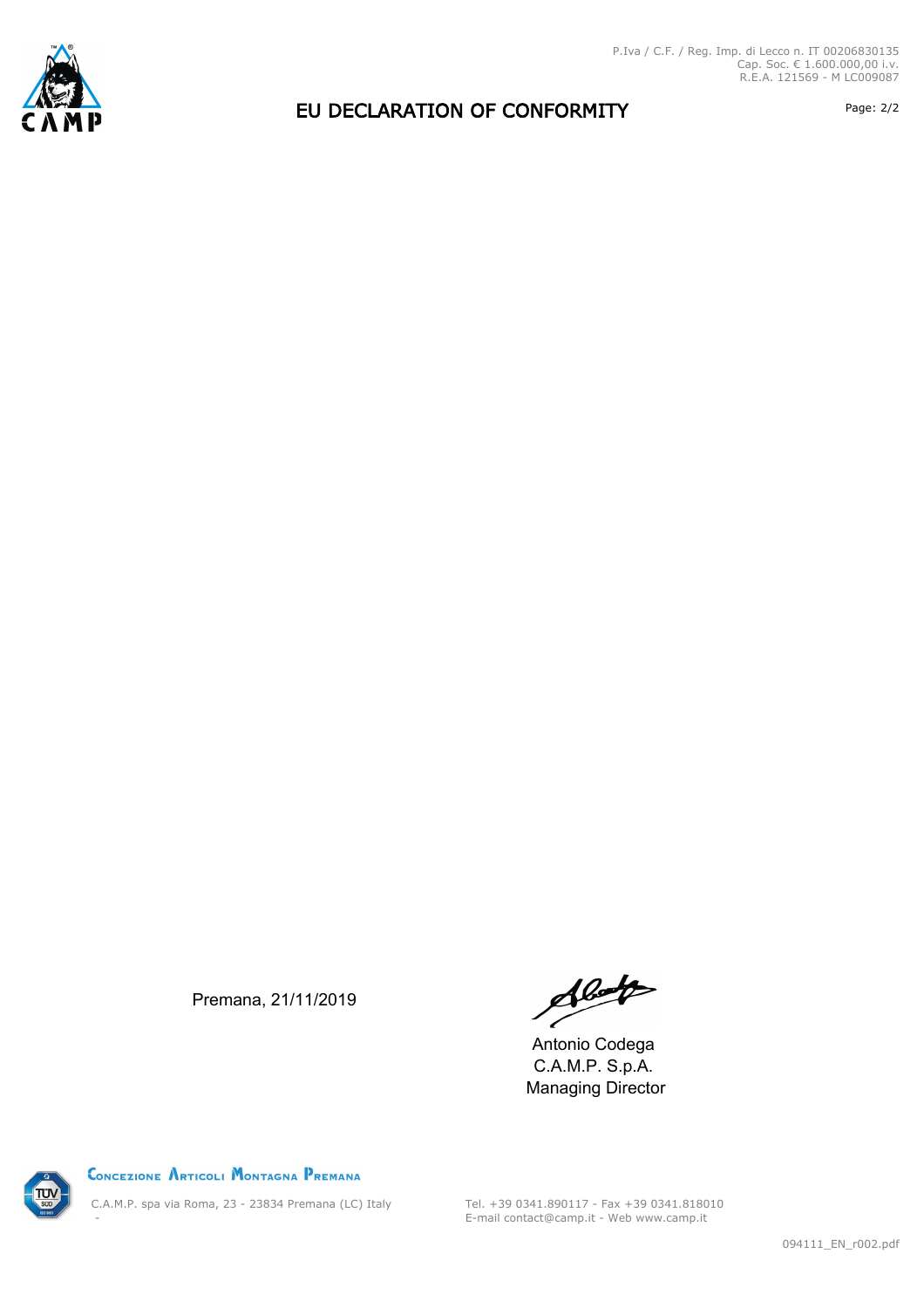Premana, 21/11/2019

Antonio Codega
C.A.M.P. S.p.A.
Managing Director